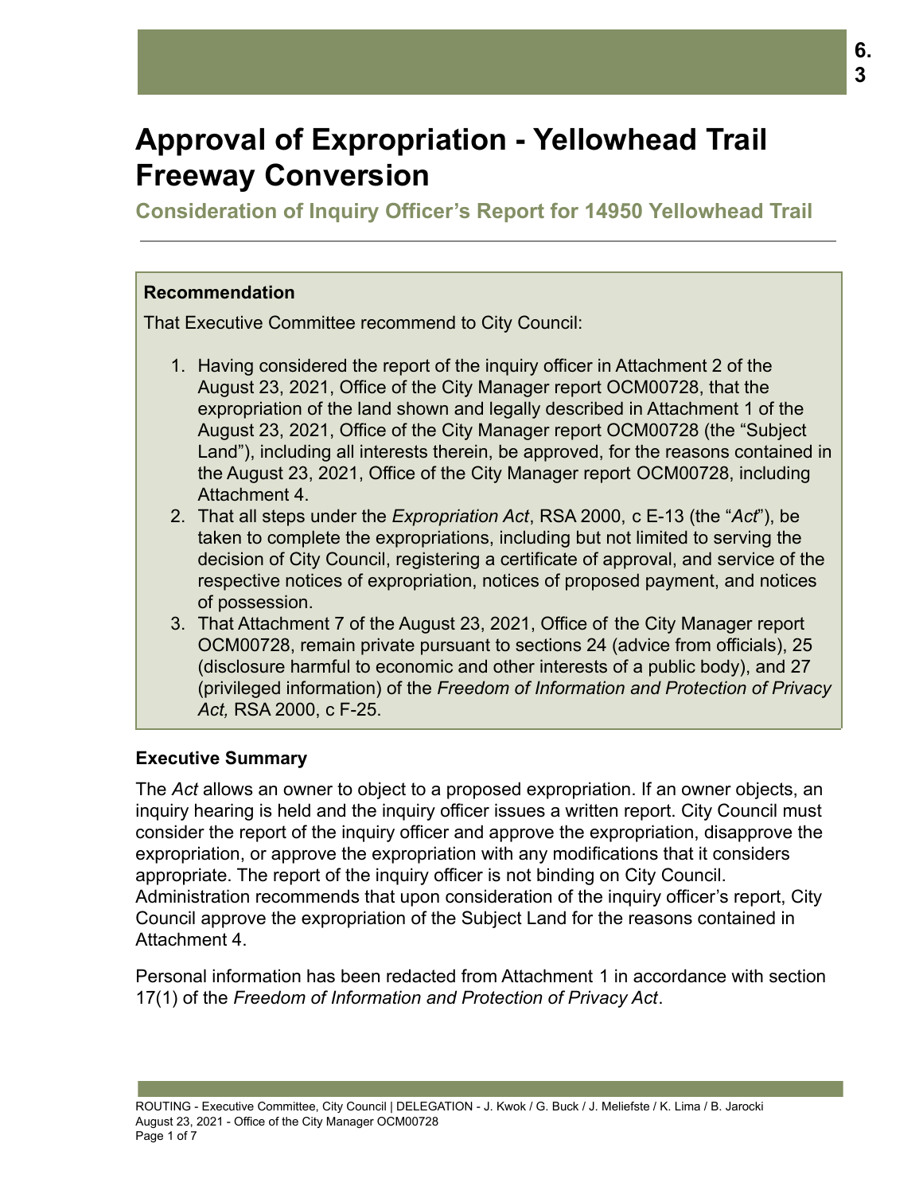# Approval of Expropriation - Yellowhead Trail Freeway Conversion

## Consideration of Inquiry Officer's Report for 14950 Yellowhead Trail

### Recommendation

That Executive Committee recommend to City Council:

1. Having considered the report of the inquiry officer in Attachment 2 of the August 23, 2021, Office of the City Manager report OCM00728, that the expropriation of the land shown and legally described in Attachment 1 of the August 23, 2021, Office of the City Manager report OCM00728 (the "Subject Land"), including all interests therein, be approved, for the reasons contained in the August 23, 2021, Office of the City Manager report OCM00728, including Attachment 4.
2. That all steps under the *Expropriation Act*, RSA 2000, c E-13 (the "*Act*"), be taken to complete the expropriations, including but not limited to serving the decision of City Council, registering a certificate of approval, and service of the respective notices of expropriation, notices of proposed payment, and notices of possession.
3. That Attachment 7 of the August 23, 2021, Office of the City Manager report OCM00728, remain private pursuant to sections 24 (advice from officials), 25 (disclosure harmful to economic and other interests of a public body), and 27 (privileged information) of the *Freedom of Information and Protection of Privacy Act,* RSA 2000, c F-25.

### Executive Summary

The *Act* allows an owner to object to a proposed expropriation. If an owner objects, an inquiry hearing is held and the inquiry officer issues a written report. City Council must consider the report of the inquiry officer and approve the expropriation, disapprove the expropriation, or approve the expropriation with any modifications that it considers appropriate. The report of the inquiry officer is not binding on City Council. Administration recommends that upon consideration of the inquiry officer's report, City Council approve the expropriation of the Subject Land for the reasons contained in Attachment 4.

Personal information has been redacted from Attachment 1 in accordance with section 17(1) of the *Freedom of Information and Protection of Privacy Act*.

ROUTING - Executive Committee, City Council | DELEGATION - J. Kwok / G. Buck / J. Meliefste / K. Lima / B. Jarocki
August 23, 2021 - Office of the City Manager OCM00728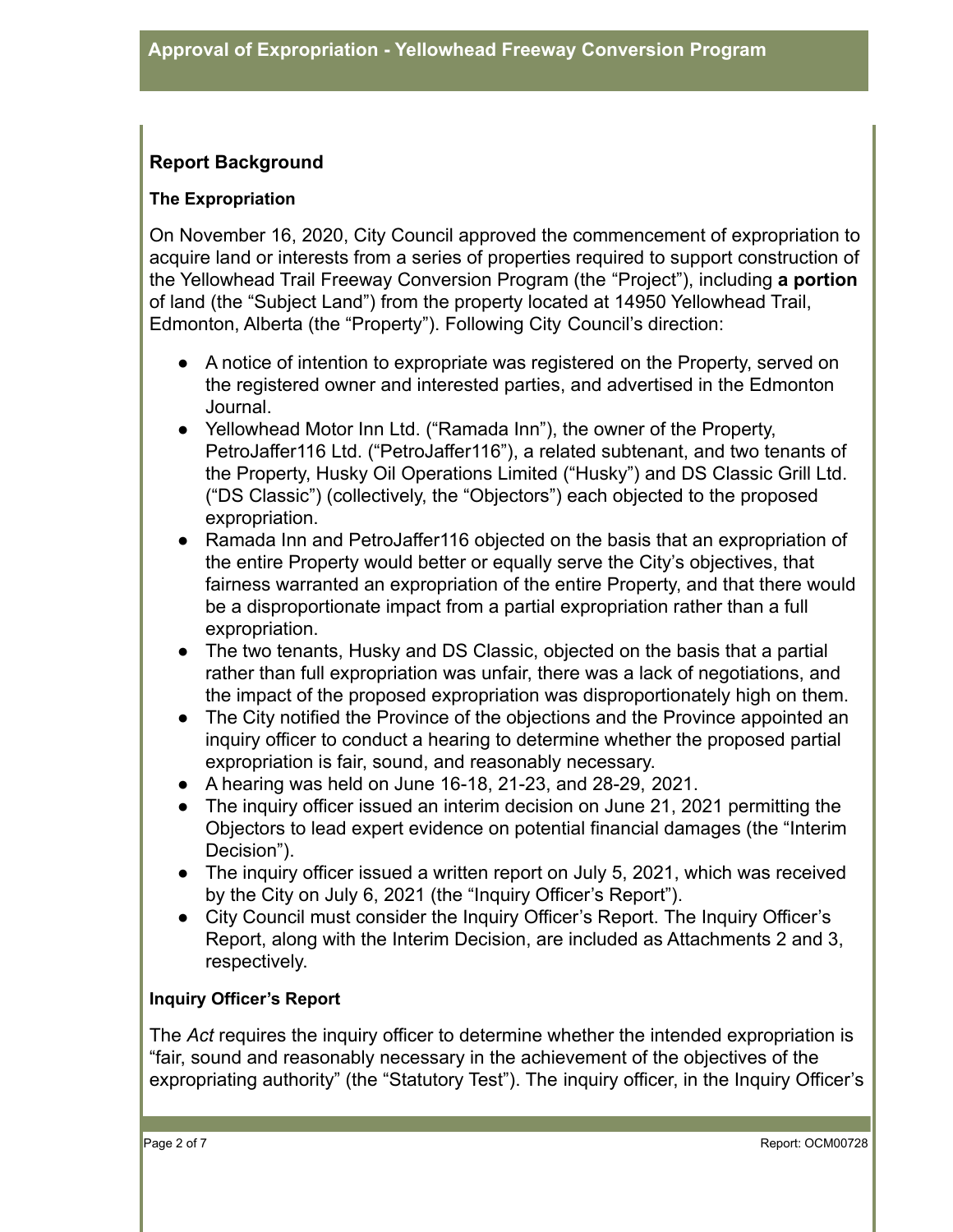## Report Background

### The Expropriation

On November 16, 2020, City Council approved the commencement of expropriation to acquire land or interests from a series of properties required to support construction of the Yellowhead Trail Freeway Conversion Program (the "Project"), including **a portion** of land (the "Subject Land") from the property located at 14950 Yellowhead Trail, Edmonton, Alberta (the "Property"). Following City Council's direction:

- A notice of intention to expropriate was registered on the Property, served on the registered owner and interested parties, and advertised in the Edmonton Journal.
- Yellowhead Motor Inn Ltd. ("Ramada Inn"), the owner of the Property, PetroJaffer116 Ltd. ("PetroJaffer116"), a related subtenant, and two tenants of the Property, Husky Oil Operations Limited ("Husky") and DS Classic Grill Ltd. ("DS Classic") (collectively, the "Objectors") each objected to the proposed expropriation.
- Ramada Inn and PetroJaffer116 objected on the basis that an expropriation of the entire Property would better or equally serve the City's objectives, that fairness warranted an expropriation of the entire Property, and that there would be a disproportionate impact from a partial expropriation rather than a full expropriation.
- The two tenants, Husky and DS Classic, objected on the basis that a partial rather than full expropriation was unfair, there was a lack of negotiations, and the impact of the proposed expropriation was disproportionately high on them.
- The City notified the Province of the objections and the Province appointed an inquiry officer to conduct a hearing to determine whether the proposed partial expropriation is fair, sound, and reasonably necessary.
- A hearing was held on June 16-18, 21-23, and 28-29, 2021.
- The inquiry officer issued an interim decision on June 21, 2021 permitting the Objectors to lead expert evidence on potential financial damages (the "Interim Decision").
- The inquiry officer issued a written report on July 5, 2021, which was received by the City on July 6, 2021 (the "Inquiry Officer's Report").
- City Council must consider the Inquiry Officer's Report. The Inquiry Officer's Report, along with the Interim Decision, are included as Attachments 2 and 3, respectively.

### Inquiry Officer's Report

The *Act* requires the inquiry officer to determine whether the intended expropriation is "fair, sound and reasonably necessary in the achievement of the objectives of the expropriating authority" (the "Statutory Test"). The inquiry officer, in the Inquiry Officer's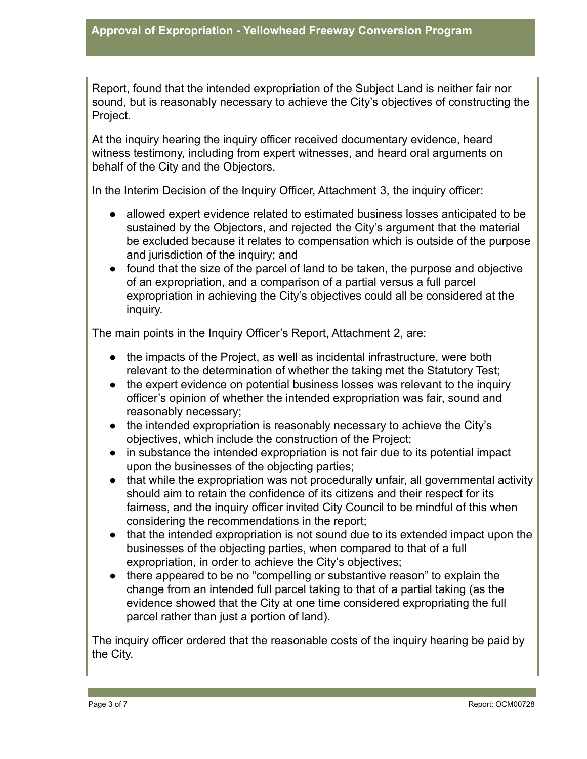Report, found that the intended expropriation of the Subject Land is neither fair nor sound, but is reasonably necessary to achieve the City's objectives of constructing the Project.

At the inquiry hearing the inquiry officer received documentary evidence, heard witness testimony, including from expert witnesses, and heard oral arguments on behalf of the City and the Objectors.

In the Interim Decision of the Inquiry Officer, Attachment 3, the inquiry officer:

- allowed expert evidence related to estimated business losses anticipated to be sustained by the Objectors, and rejected the City's argument that the material be excluded because it relates to compensation which is outside of the purpose and jurisdiction of the inquiry; and
- found that the size of the parcel of land to be taken, the purpose and objective of an expropriation, and a comparison of a partial versus a full parcel expropriation in achieving the City's objectives could all be considered at the inquiry.

The main points in the Inquiry Officer's Report, Attachment 2, are:

- the impacts of the Project, as well as incidental infrastructure, were both relevant to the determination of whether the taking met the Statutory Test;
- the expert evidence on potential business losses was relevant to the inquiry officer's opinion of whether the intended expropriation was fair, sound and reasonably necessary;
- the intended expropriation is reasonably necessary to achieve the City's objectives, which include the construction of the Project;
- in substance the intended expropriation is not fair due to its potential impact upon the businesses of the objecting parties;
- that while the expropriation was not procedurally unfair, all governmental activity should aim to retain the confidence of its citizens and their respect for its fairness, and the inquiry officer invited City Council to be mindful of this when considering the recommendations in the report;
- that the intended expropriation is not sound due to its extended impact upon the businesses of the objecting parties, when compared to that of a full expropriation, in order to achieve the City's objectives;
- there appeared to be no "compelling or substantive reason" to explain the change from an intended full parcel taking to that of a partial taking (as the evidence showed that the City at one time considered expropriating the full parcel rather than just a portion of land).

The inquiry officer ordered that the reasonable costs of the inquiry hearing be paid by the City.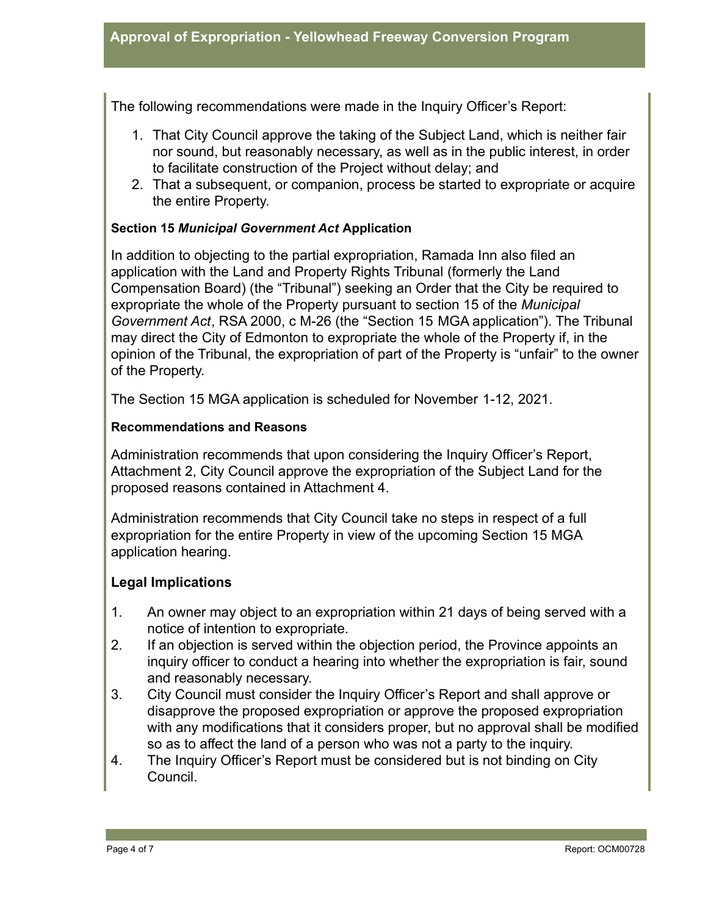The following recommendations were made in the Inquiry Officer’s Report:

1. That City Council approve the taking of the Subject Land, which is neither fair nor sound, but reasonably necessary, as well as in the public interest, in order to facilitate construction of the Project without delay; and
2. That a subsequent, or companion, process be started to expropriate or acquire the entire Property.

#### Section 15 *Municipal Government Act* Application

In addition to objecting to the partial expropriation, Ramada Inn also filed an application with the Land and Property Rights Tribunal (formerly the Land Compensation Board) (the “Tribunal”) seeking an Order that the City be required to expropriate the whole of the Property pursuant to section 15 of the *Municipal Government Act*, RSA 2000, c M-26 (the “Section 15 MGA application”). The Tribunal may direct the City of Edmonton to expropriate the whole of the Property if, in the opinion of the Tribunal, the expropriation of part of the Property is “unfair” to the owner of the Property.

The Section 15 MGA application is scheduled for November 1-12, 2021.

#### Recommendations and Reasons

Administration recommends that upon considering the Inquiry Officer’s Report, Attachment 2, City Council approve the expropriation of the Subject Land for the proposed reasons contained in Attachment 4.

Administration recommends that City Council take no steps in respect of a full expropriation for the entire Property in view of the upcoming Section 15 MGA application hearing.

### Legal Implications

1. An owner may object to an expropriation within 21 days of being served with a notice of intention to expropriate.
2. If an objection is served within the objection period, the Province appoints an inquiry officer to conduct a hearing into whether the expropriation is fair, sound and reasonably necessary.
3. City Council must consider the Inquiry Officer’s Report and shall approve or disapprove the proposed expropriation or approve the proposed expropriation with any modifications that it considers proper, but no approval shall be modified so as to affect the land of a person who was not a party to the inquiry.
4. The Inquiry Officer’s Report must be considered but is not binding on City Council.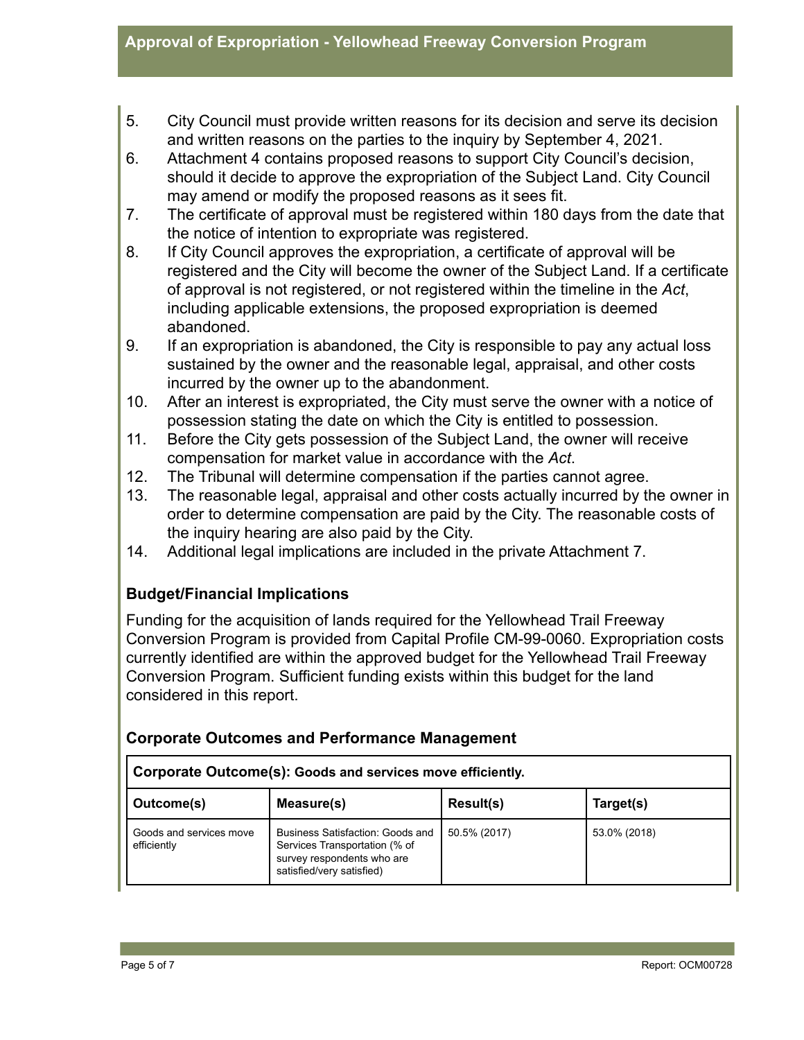5. City Council must provide written reasons for its decision and serve its decision and written reasons on the parties to the inquiry by September 4, 2021.
6. Attachment 4 contains proposed reasons to support City Council's decision, should it decide to approve the expropriation of the Subject Land. City Council may amend or modify the proposed reasons as it sees fit.
7. The certificate of approval must be registered within 180 days from the date that the notice of intention to expropriate was registered.
8. If City Council approves the expropriation, a certificate of approval will be registered and the City will become the owner of the Subject Land. If a certificate of approval is not registered, or not registered within the timeline in the *Act*, including applicable extensions, the proposed expropriation is deemed abandoned.
9. If an expropriation is abandoned, the City is responsible to pay any actual loss sustained by the owner and the reasonable legal, appraisal, and other costs incurred by the owner up to the abandonment.
10. After an interest is expropriated, the City must serve the owner with a notice of possession stating the date on which the City is entitled to possession.
11. Before the City gets possession of the Subject Land, the owner will receive compensation for market value in accordance with the *Act*.
12. The Tribunal will determine compensation if the parties cannot agree.
13. The reasonable legal, appraisal and other costs actually incurred by the owner in order to determine compensation are paid by the City. The reasonable costs of the inquiry hearing are also paid by the City.
14. Additional legal implications are included in the private Attachment 7.

## Budget/Financial Implications

Funding for the acquisition of lands required for the Yellowhead Trail Freeway Conversion Program is provided from Capital Profile CM-99-0060. Expropriation costs currently identified are within the approved budget for the Yellowhead Trail Freeway Conversion Program. Sufficient funding exists within this budget for the land considered in this report.

## Corporate Outcomes and Performance Management

| **Corporate Outcome(s): Goods and services move efficiently.** | | | |
|---|---|---|---|
| **Outcome(s)** | **Measure(s)** | **Result(s)** | **Target(s)** |
| Goods and services move efficiently | Business Satisfaction: Goods and Services Transportation (% of survey respondents who are satisfied/very satisfied) | 50.5% (2017) | 53.0% (2018) |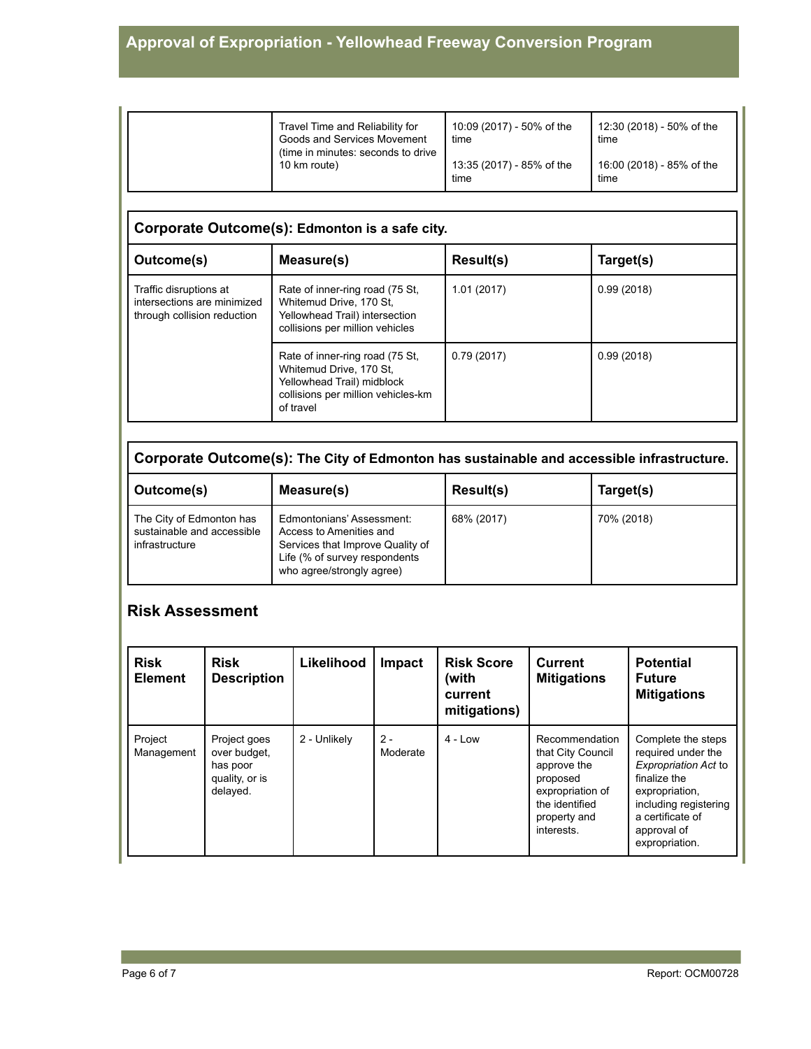| | Travel Time and Reliability for Goods and Services Movement (time in minutes: seconds to drive 10 km route) | 10:09 (2017) - 50% of the time<br><br>13:35 (2017) - 85% of the time | 12:30 (2018) - 50% of the time<br><br>16:00 (2018) - 85% of the time |
|---|---|---|---|

| **Corporate Outcome(s): Edmonton is a safe city.** | | | |
|---|---|---|---|
| **Outcome(s)** | **Measure(s)** | **Result(s)** | **Target(s)** |
| Traffic disruptions at intersections are minimized through collision reduction | Rate of inner-ring road (75 St, Whitemud Drive, 170 St, Yellowhead Trail) intersection collisions per million vehicles | 1.01 (2017) | 0.99 (2018) |
| | Rate of inner-ring road (75 St, Whitemud Drive, 170 St, Yellowhead Trail) midblock collisions per million vehicles-km of travel | 0.79 (2017) | 0.99 (2018) |

| **Corporate Outcome(s): The City of Edmonton has sustainable and accessible infrastructure.** | | | |
|---|---|---|---|
| **Outcome(s)** | **Measure(s)** | **Result(s)** | **Target(s)** |
| The City of Edmonton has sustainable and accessible infrastructure | Edmontonians' Assessment: Access to Amenities and Services that Improve Quality of Life (% of survey respondents who agree/strongly agree) | 68% (2017) | 70% (2018) |

## Risk Assessment

| Risk Element | Risk Description | Likelihood | Impact | Risk Score (with current mitigations) | Current Mitigations | Potential Future Mitigations |
|---|---|---|---|---|---|---|
| Project Management | Project goes over budget, has poor quality, or is delayed. | 2 - Unlikely | 2 - Moderate | 4 - Low | Recommendation that City Council approve the proposed expropriation of the identified property and interests. | Complete the steps required under the *Expropriation Act* to finalize the expropriation, including registering a certificate of approval of expropriation. |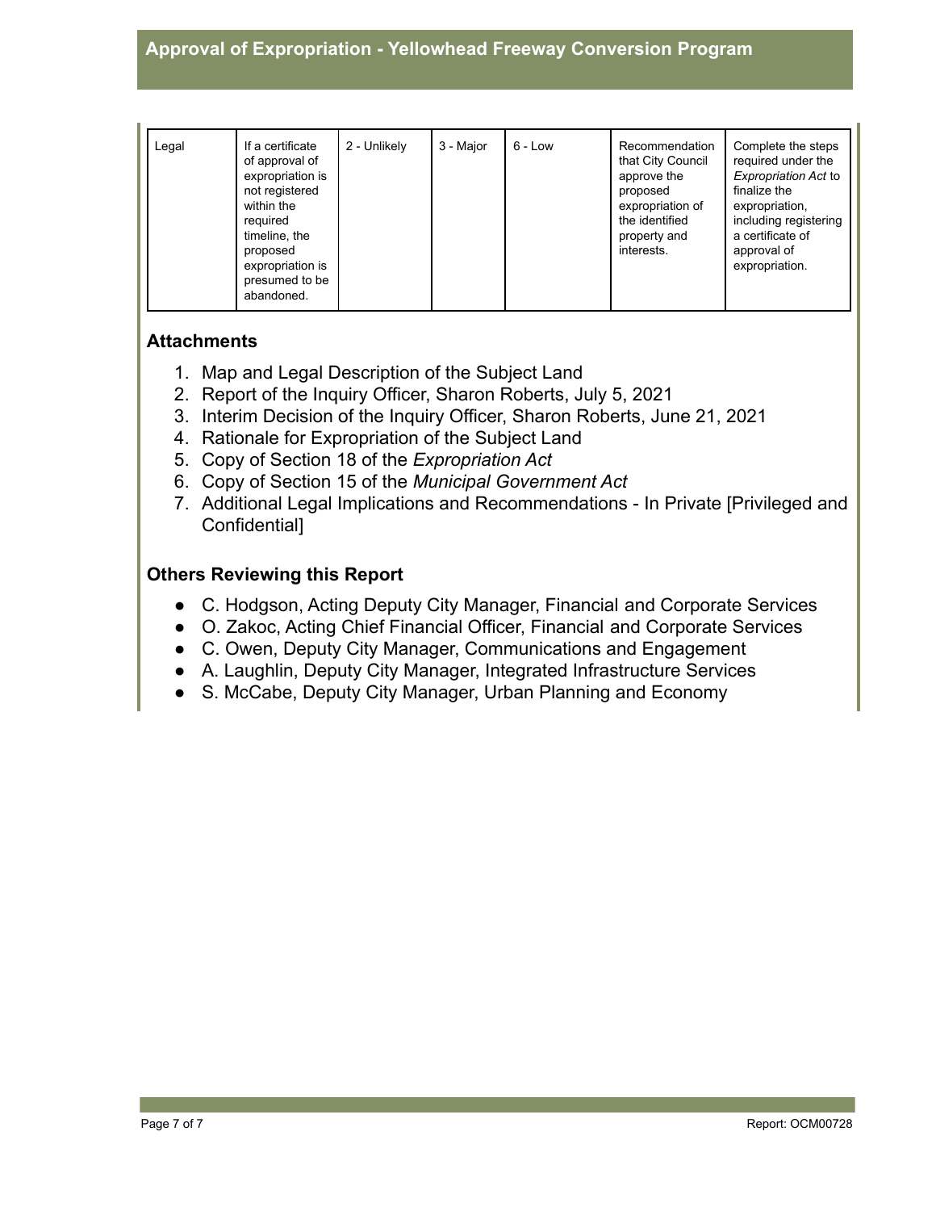| | | | | | | |
|---|---|---|---|---|---|---|
| Legal | If a certificate of approval of expropriation is not registered within the required timeline, the proposed expropriation is presumed to be abandoned. | 2 - Unlikely | 3 - Major | 6 - Low | Recommendation that City Council approve the proposed expropriation of the identified property and interests. | Complete the steps required under the *Expropriation Act* to finalize the expropriation, including registering a certificate of approval of expropriation. |

## Attachments

1. Map and Legal Description of the Subject Land
2. Report of the Inquiry Officer, Sharon Roberts, July 5, 2021
3. Interim Decision of the Inquiry Officer, Sharon Roberts, June 21, 2021
4. Rationale for Expropriation of the Subject Land
5. Copy of Section 18 of the *Expropriation Act*
6. Copy of Section 15 of the *Municipal Government Act*
7. Additional Legal Implications and Recommendations - In Private [Privileged and Confidential]

## Others Reviewing this Report

- C. Hodgson, Acting Deputy City Manager, Financial and Corporate Services
- O. Zakoc, Acting Chief Financial Officer, Financial and Corporate Services
- C. Owen, Deputy City Manager, Communications and Engagement
- A. Laughlin, Deputy City Manager, Integrated Infrastructure Services
- S. McCabe, Deputy City Manager, Urban Planning and Economy